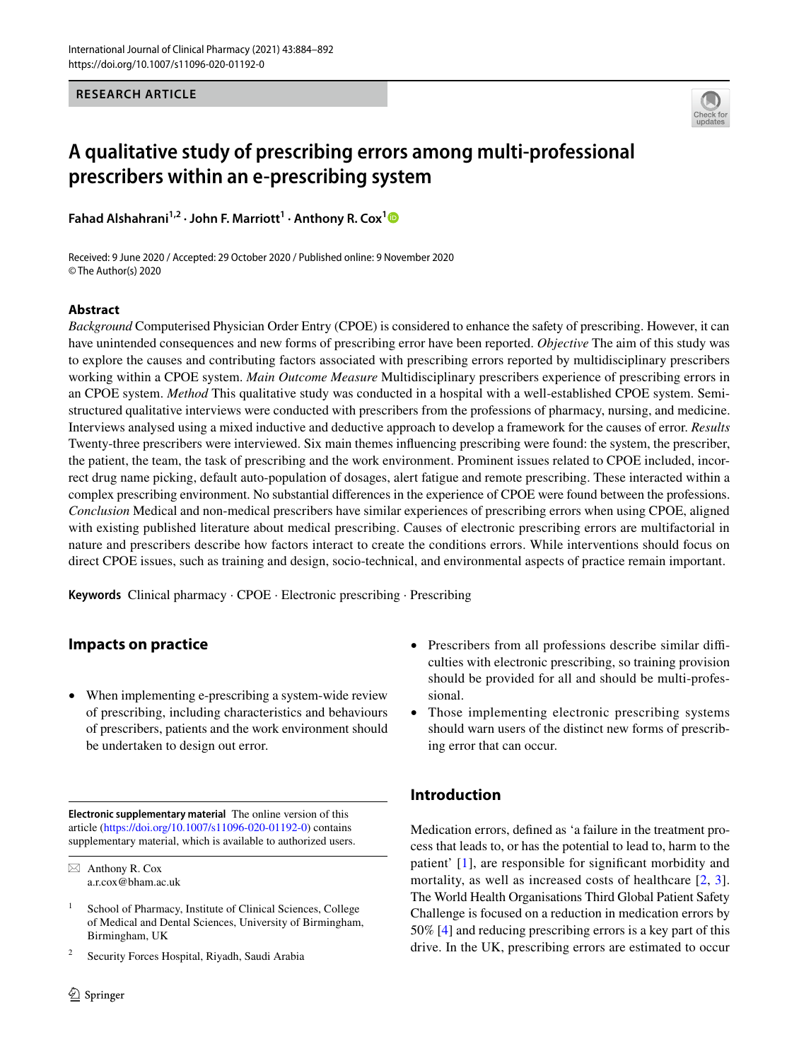RESEARCH ARTICLE

# A qualitative study of prescribing errors among multi-professional prescribers within an e-prescribing system

**Fahad Alshahrani[1,2] · John F. Marriott[1] · Anthony R. Cox[1]**

Received: 9 June 2020 / Accepted: 29 October 2020 / Published online: 9 November 2020
© The Author(s) 2020

## Abstract

*Background* Computerised Physician Order Entry (CPOE) is considered to enhance the safety of prescribing. However, it can have unintended consequences and new forms of prescribing error have been reported. *Objective* The aim of this study was to explore the causes and contributing factors associated with prescribing errors reported by multidisciplinary prescribers working within a CPOE system. *Main Outcome Measure* Multidisciplinary prescribers experience of prescribing errors in an CPOE system. *Method* This qualitative study was conducted in a hospital with a well-established CPOE system. Semi-structured qualitative interviews were conducted with prescribers from the professions of pharmacy, nursing, and medicine. Interviews analysed using a mixed inductive and deductive approach to develop a framework for the causes of error. *Results* Twenty-three prescribers were interviewed. Six main themes influencing prescribing were found: the system, the prescriber, the patient, the team, the task of prescribing and the work environment. Prominent issues related to CPOE included, incorrect drug name picking, default auto-population of dosages, alert fatigue and remote prescribing. These interacted within a complex prescribing environment. No substantial differences in the experience of CPOE were found between the professions. *Conclusion* Medical and non-medical prescribers have similar experiences of prescribing errors when using CPOE, aligned with existing published literature about medical prescribing. Causes of electronic prescribing errors are multifactorial in nature and prescribers describe how factors interact to create the conditions errors. While interventions should focus on direct CPOE issues, such as training and design, socio-technical, and environmental aspects of practice remain important.

**Keywords** Clinical pharmacy · CPOE · Electronic prescribing · Prescribing

## Impacts on practice

- When implementing e-prescribing a system-wide review of prescribing, including characteristics and behaviours of prescribers, patients and the work environment should be undertaken to design out error.
- Prescribers from all professions describe similar difficulties with electronic prescribing, so training provision should be provided for all and should be multi-professional.
- Those implementing electronic prescribing systems should warn users of the distinct new forms of prescribing error that can occur.

## Introduction

Medication errors, defined as 'a failure in the treatment process that leads to, or has the potential to lead to, harm to the patient' [1], are responsible for significant morbidity and mortality, as well as increased costs of healthcare [2, 3]. The World Health Organisations Third Global Patient Safety Challenge is focused on a reduction in medication errors by 50% [4] and reducing prescribing errors is a key part of this drive. In the UK, prescribing errors are estimated to occur

---

**Electronic supplementary material** The online version of this article (https://doi.org/10.1007/s11096-020-01192-0) contains supplementary material, which is available to authorized users.

✉ Anthony R. Cox
a.r.cox@bham.ac.uk

[1] School of Pharmacy, Institute of Clinical Sciences, College of Medical and Dental Sciences, University of Birmingham, Birmingham, UK

[2] Security Forces Hospital, Riyadh, Saudi Arabia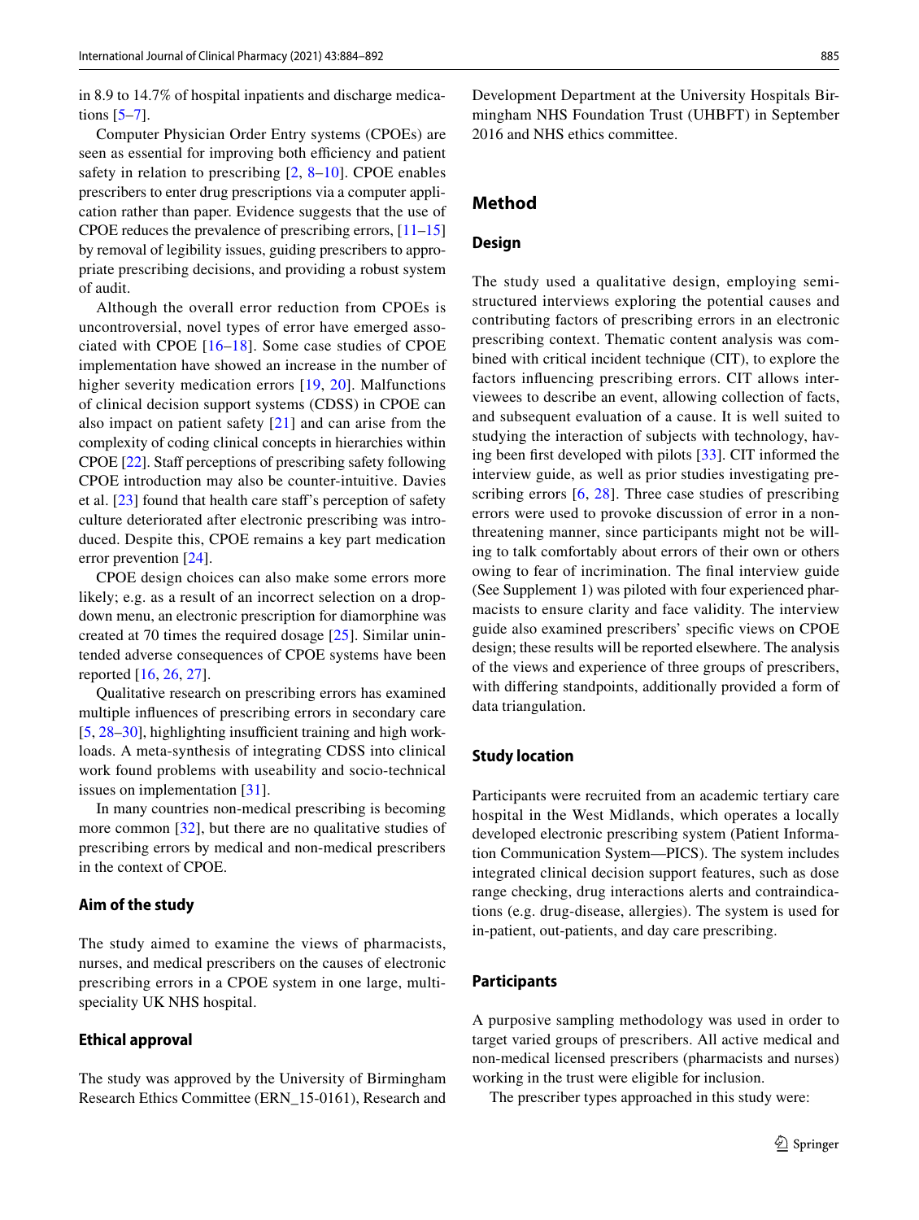in 8.9 to 14.7% of hospital inpatients and discharge medications [5–7].

Computer Physician Order Entry systems (CPOEs) are seen as essential for improving both efficiency and patient safety in relation to prescribing [2, 8–10]. CPOE enables prescribers to enter drug prescriptions via a computer application rather than paper. Evidence suggests that the use of CPOE reduces the prevalence of prescribing errors, [11–15] by removal of legibility issues, guiding prescribers to appropriate prescribing decisions, and providing a robust system of audit.

Although the overall error reduction from CPOEs is uncontroversial, novel types of error have emerged associated with CPOE [16–18]. Some case studies of CPOE implementation have showed an increase in the number of higher severity medication errors [19, 20]. Malfunctions of clinical decision support systems (CDSS) in CPOE can also impact on patient safety [21] and can arise from the complexity of coding clinical concepts in hierarchies within CPOE [22]. Staff perceptions of prescribing safety following CPOE introduction may also be counter-intuitive. Davies et al. [23] found that health care staff's perception of safety culture deteriorated after electronic prescribing was introduced. Despite this, CPOE remains a key part medication error prevention [24].

CPOE design choices can also make some errors more likely; e.g. as a result of an incorrect selection on a drop-down menu, an electronic prescription for diamorphine was created at 70 times the required dosage [25]. Similar unintended adverse consequences of CPOE systems have been reported [16, 26, 27].

Qualitative research on prescribing errors has examined multiple influences of prescribing errors in secondary care [5, 28–30], highlighting insufficient training and high workloads. A meta-synthesis of integrating CDSS into clinical work found problems with useability and socio-technical issues on implementation [31].

In many countries non-medical prescribing is becoming more common [32], but there are no qualitative studies of prescribing errors by medical and non-medical prescribers in the context of CPOE.

### Aim of the study

The study aimed to examine the views of pharmacists, nurses, and medical prescribers on the causes of electronic prescribing errors in a CPOE system in one large, multi-speciality UK NHS hospital.

### Ethical approval

The study was approved by the University of Birmingham Research Ethics Committee (ERN_15-0161), Research and Development Department at the University Hospitals Birmingham NHS Foundation Trust (UHBFT) in September 2016 and NHS ethics committee.

## Method

### Design

The study used a qualitative design, employing semi-structured interviews exploring the potential causes and contributing factors of prescribing errors in an electronic prescribing context. Thematic content analysis was combined with critical incident technique (CIT), to explore the factors influencing prescribing errors. CIT allows interviewees to describe an event, allowing collection of facts, and subsequent evaluation of a cause. It is well suited to studying the interaction of subjects with technology, having been first developed with pilots [33]. CIT informed the interview guide, as well as prior studies investigating prescribing errors [6, 28]. Three case studies of prescribing errors were used to provoke discussion of error in a non-threatening manner, since participants might not be willing to talk comfortably about errors of their own or others owing to fear of incrimination. The final interview guide (See Supplement 1) was piloted with four experienced pharmacists to ensure clarity and face validity. The interview guide also examined prescribers' specific views on CPOE design; these results will be reported elsewhere. The analysis of the views and experience of three groups of prescribers, with differing standpoints, additionally provided a form of data triangulation.

### Study location

Participants were recruited from an academic tertiary care hospital in the West Midlands, which operates a locally developed electronic prescribing system (Patient Information Communication System—PICS). The system includes integrated clinical decision support features, such as dose range checking, drug interactions alerts and contraindications (e.g. drug-disease, allergies). The system is used for in-patient, out-patients, and day care prescribing.

### Participants

A purposive sampling methodology was used in order to target varied groups of prescribers. All active medical and non-medical licensed prescribers (pharmacists and nurses) working in the trust were eligible for inclusion.

The prescriber types approached in this study were: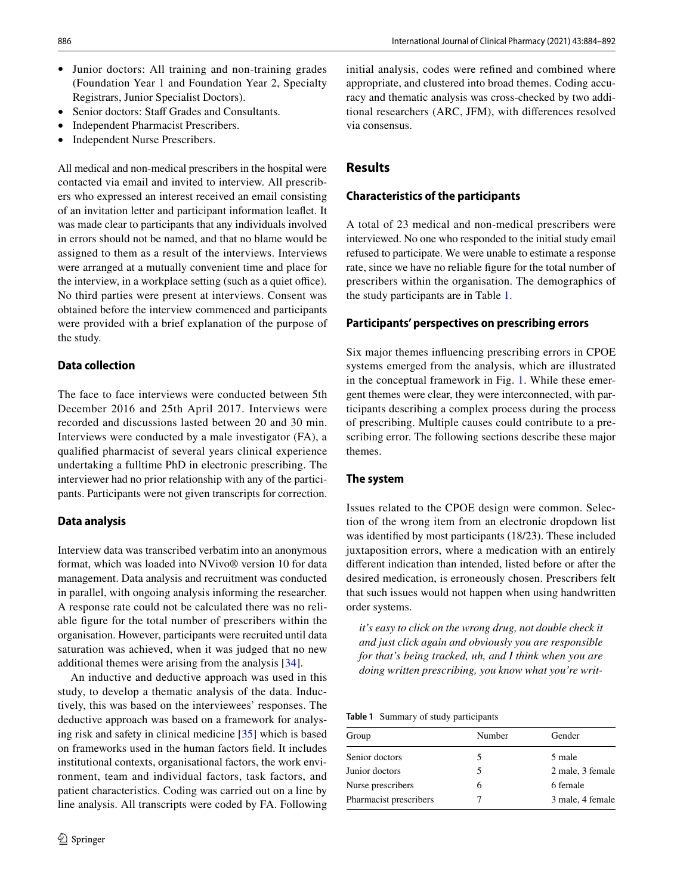- Junior doctors: All training and non-training grades (Foundation Year 1 and Foundation Year 2, Specialty Registrars, Junior Specialist Doctors).
- Senior doctors: Staff Grades and Consultants.
- Independent Pharmacist Prescribers.
- Independent Nurse Prescribers.

All medical and non-medical prescribers in the hospital were contacted via email and invited to interview. All prescribers who expressed an interest received an email consisting of an invitation letter and participant information leaflet. It was made clear to participants that any individuals involved in errors should not be named, and that no blame would be assigned to them as a result of the interviews. Interviews were arranged at a mutually convenient time and place for the interview, in a workplace setting (such as a quiet office). No third parties were present at interviews. Consent was obtained before the interview commenced and participants were provided with a brief explanation of the purpose of the study.

### Data collection

The face to face interviews were conducted between 5th December 2016 and 25th April 2017. Interviews were recorded and discussions lasted between 20 and 30 min. Interviews were conducted by a male investigator (FA), a qualified pharmacist of several years clinical experience undertaking a fulltime PhD in electronic prescribing. The interviewer had no prior relationship with any of the participants. Participants were not given transcripts for correction.

### Data analysis

Interview data was transcribed verbatim into an anonymous format, which was loaded into NVivo® version 10 for data management. Data analysis and recruitment was conducted in parallel, with ongoing analysis informing the researcher. A response rate could not be calculated since there was no reliable figure for the total number of prescribers within the organisation. However, participants were recruited until data saturation was achieved, when it was judged that no new additional themes were arising from the analysis [34].

An inductive and deductive approach was used in this study, to develop a thematic analysis of the data. Inductively, this was based on the interviewees' responses. The deductive approach was based on a framework for analysing risk and safety in clinical medicine [35] which is based on frameworks used in the human factors field. It includes institutional contexts, organisational factors, the work environment, team and individual factors, task factors, and patient characteristics. Coding was carried out on a line by line analysis. All transcripts were coded by FA. Following initial analysis, codes were refined and combined where appropriate, and clustered into broad themes. Coding accuracy and thematic analysis was cross-checked by two additional researchers (ARC, JFM), with differences resolved via consensus.

## Results

### Characteristics of the participants

A total of 23 medical and non-medical prescribers were interviewed. No one who responded to the initial study email refused to participate. We were unable to estimate a response rate, since we have no reliable figure for the total number of prescribers within the organisation. The demographics of the study participants are in Table 1.

### Participants' perspectives on prescribing errors

Six major themes influencing prescribing errors in CPOE systems emerged from the analysis, which are illustrated in the conceptual framework in Fig. 1. While these emergent themes were clear, they were interconnected, with participants describing a complex process during the process of prescribing. Multiple causes could contribute to a prescribing error. The following sections describe these major themes.

### The system

Issues related to the CPOE design were common. Selection of the wrong item from an electronic dropdown list was identified by most participants (18/23). These included juxtaposition errors, where a medication with an entirely different indication than intended, listed before or after the desired medication, is erroneously chosen. Prescribers felt that such issues would not happen when using handwritten order systems.

> *it's easy to click on the wrong drug, not double check it and just click again and obviously you are responsible for that's being tracked, uh, and I think when you are doing written prescribing, you know what you're writ-*

**Table 1** Summary of study participants

| Group | Number | Gender |
|---|---|---|
| Senior doctors | 5 | 5 male |
| Junior doctors | 5 | 2 male, 3 female |
| Nurse prescribers | 6 | 6 female |
| Pharmacist prescribers | 7 | 3 male, 4 female |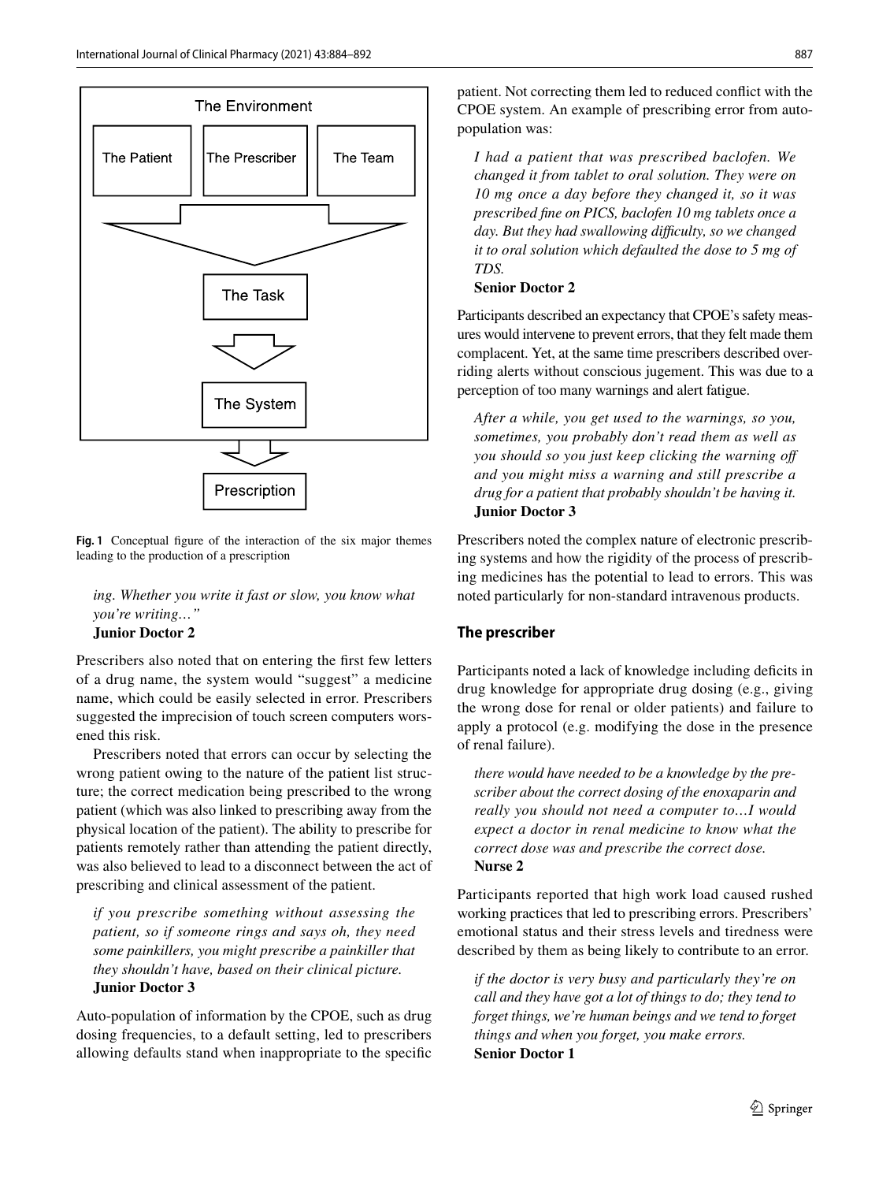The Environment

The Patient

The Prescriber

The Team

The Task

The System

Prescription

**Fig. 1** Conceptual figure of the interaction of the six major themes leading to the production of a prescription

*ing. Whether you write it fast or slow, you know what you're writing…"*
**Junior Doctor 2**

Prescribers also noted that on entering the first few letters of a drug name, the system would "suggest" a medicine name, which could be easily selected in error. Prescribers suggested the imprecision of touch screen computers worsened this risk.

Prescribers noted that errors can occur by selecting the wrong patient owing to the nature of the patient list structure; the correct medication being prescribed to the wrong patient (which was also linked to prescribing away from the physical location of the patient). The ability to prescribe for patients remotely rather than attending the patient directly, was also believed to lead to a disconnect between the act of prescribing and clinical assessment of the patient.

*if you prescribe something without assessing the patient, so if someone rings and says oh, they need some painkillers, you might prescribe a painkiller that they shouldn't have, based on their clinical picture.*
**Junior Doctor 3**

Auto-population of information by the CPOE, such as drug dosing frequencies, to a default setting, led to prescribers allowing defaults stand when inappropriate to the specific patient. Not correcting them led to reduced conflict with the CPOE system. An example of prescribing error from auto-population was:

*I had a patient that was prescribed baclofen. We changed it from tablet to oral solution. They were on 10 mg once a day before they changed it, so it was prescribed fine on PICS, baclofen 10 mg tablets once a day. But they had swallowing difficulty, so we changed it to oral solution which defaulted the dose to 5 mg of TDS.*
**Senior Doctor 2**

Participants described an expectancy that CPOE's safety measures would intervene to prevent errors, that they felt made them complacent. Yet, at the same time prescribers described overriding alerts without conscious jugement. This was due to a perception of too many warnings and alert fatigue.

*After a while, you get used to the warnings, so you, sometimes, you probably don't read them as well as you should so you just keep clicking the warning off and you might miss a warning and still prescribe a drug for a patient that probably shouldn't be having it.*
**Junior Doctor 3**

Prescribers noted the complex nature of electronic prescribing systems and how the rigidity of the process of prescribing medicines has the potential to lead to errors. This was noted particularly for non-standard intravenous products.

### The prescriber

Participants noted a lack of knowledge including deficits in drug knowledge for appropriate drug dosing (e.g., giving the wrong dose for renal or older patients) and failure to apply a protocol (e.g. modifying the dose in the presence of renal failure).

*there would have needed to be a knowledge by the prescriber about the correct dosing of the enoxaparin and really you should not need a computer to…I would expect a doctor in renal medicine to know what the correct dose was and prescribe the correct dose.*
**Nurse 2**

Participants reported that high work load caused rushed working practices that led to prescribing errors. Prescribers' emotional status and their stress levels and tiredness were described by them as being likely to contribute to an error.

*if the doctor is very busy and particularly they're on call and they have got a lot of things to do; they tend to forget things, we're human beings and we tend to forget things and when you forget, you make errors.*
**Senior Doctor 1**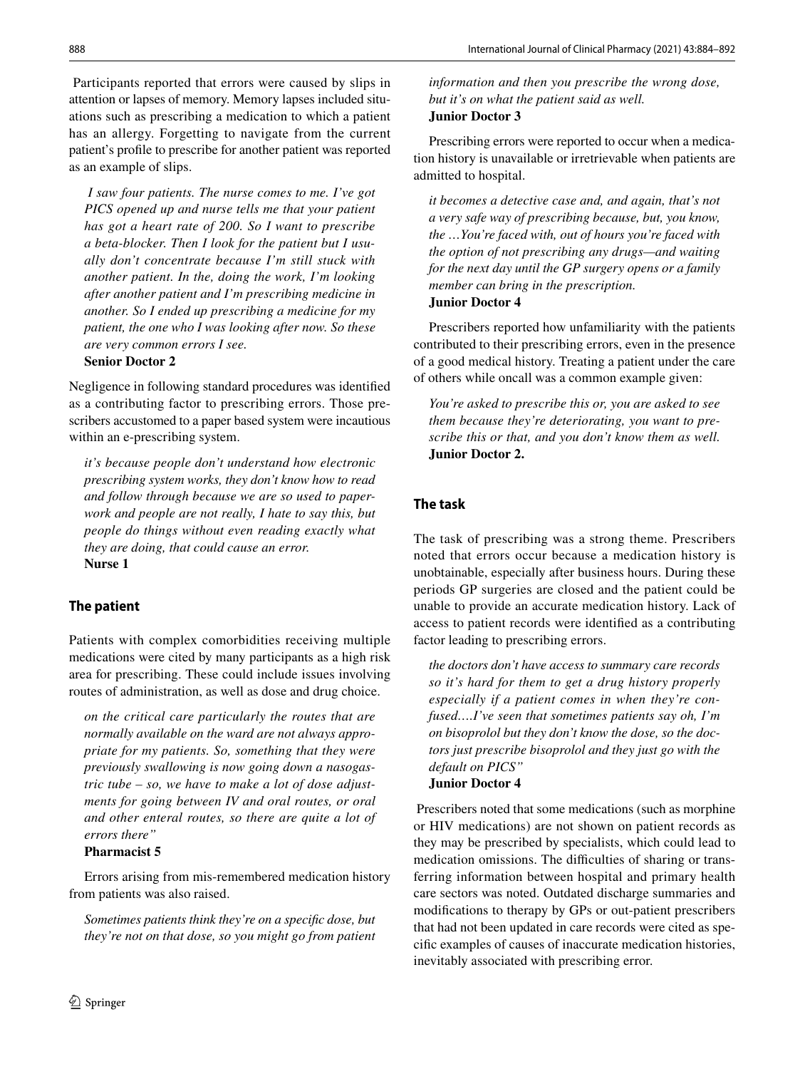Participants reported that errors were caused by slips in attention or lapses of memory. Memory lapses included situations such as prescribing a medication to which a patient has an allergy. Forgetting to navigate from the current patient's profile to prescribe for another patient was reported as an example of slips.

> *I saw four patients. The nurse comes to me. I've got PICS opened up and nurse tells me that your patient has got a heart rate of 200. So I want to prescribe a beta-blocker. Then I look for the patient but I usually don't concentrate because I'm still stuck with another patient. In the, doing the work, I'm looking after another patient and I'm prescribing medicine in another. So I ended up prescribing a medicine for my patient, the one who I was looking after now. So these are very common errors I see.*
> **Senior Doctor 2**

Negligence in following standard procedures was identified as a contributing factor to prescribing errors. Those prescribers accustomed to a paper based system were incautious within an e-prescribing system.

> *it's because people don't understand how electronic prescribing system works, they don't know how to read and follow through because we are so used to paperwork and people are not really, I hate to say this, but people do things without even reading exactly what they are doing, that could cause an error.*
> **Nurse 1**

## The patient

Patients with complex comorbidities receiving multiple medications were cited by many participants as a high risk area for prescribing. These could include issues involving routes of administration, as well as dose and drug choice.

> *on the critical care particularly the routes that are normally available on the ward are not always appropriate for my patients. So, something that they were previously swallowing is now going down a nasogastric tube – so, we have to make a lot of dose adjustments for going between IV and oral routes, or oral and other enteral routes, so there are quite a lot of errors there"*
> **Pharmacist 5**

Errors arising from mis-remembered medication history from patients was also raised.

> *Sometimes patients think they're on a specific dose, but they're not on that dose, so you might go from patient information and then you prescribe the wrong dose, but it's on what the patient said as well.*
> **Junior Doctor 3**

Prescribing errors were reported to occur when a medication history is unavailable or irretrievable when patients are admitted to hospital.

> *it becomes a detective case and, and again, that's not a very safe way of prescribing because, but, you know, the …You're faced with, out of hours you're faced with the option of not prescribing any drugs—and waiting for the next day until the GP surgery opens or a family member can bring in the prescription.*
> **Junior Doctor 4**

Prescribers reported how unfamiliarity with the patients contributed to their prescribing errors, even in the presence of a good medical history. Treating a patient under the care of others while oncall was a common example given:

> *You're asked to prescribe this or, you are asked to see them because they're deteriorating, you want to prescribe this or that, and you don't know them as well.*
> **Junior Doctor 2.**

## The task

The task of prescribing was a strong theme. Prescribers noted that errors occur because a medication history is unobtainable, especially after business hours. During these periods GP surgeries are closed and the patient could be unable to provide an accurate medication history. Lack of access to patient records were identified as a contributing factor leading to prescribing errors.

> *the doctors don't have access to summary care records so it's hard for them to get a drug history properly especially if a patient comes in when they're confused.…I've seen that sometimes patients say oh, I'm on bisoprolol but they don't know the dose, so the doctors just prescribe bisoprolol and they just go with the default on PICS"*
> **Junior Doctor 4**

Prescribers noted that some medications (such as morphine or HIV medications) are not shown on patient records as they may be prescribed by specialists, which could lead to medication omissions. The difficulties of sharing or transferring information between hospital and primary health care sectors was noted. Outdated discharge summaries and modifications to therapy by GPs or out-patient prescribers that had not been updated in care records were cited as specific examples of causes of inaccurate medication histories, inevitably associated with prescribing error.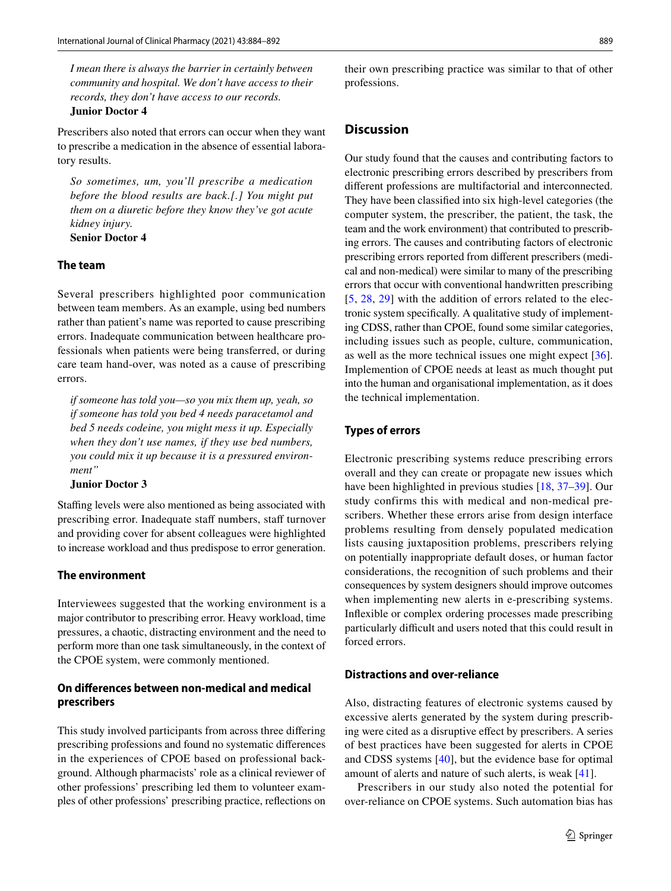*I mean there is always the barrier in certainly between community and hospital. We don't have access to their records, they don't have access to our records.*
**Junior Doctor 4**

Prescribers also noted that errors can occur when they want to prescribe a medication in the absence of essential laboratory results.

*So sometimes, um, you'll prescribe a medication before the blood results are back.[.] You might put them on a diuretic before they know they've got acute kidney injury.*
**Senior Doctor 4**

### The team

Several prescribers highlighted poor communication between team members. As an example, using bed numbers rather than patient's name was reported to cause prescribing errors. Inadequate communication between healthcare professionals when patients were being transferred, or during care team hand-over, was noted as a cause of prescribing errors.

*if someone has told you—so you mix them up, yeah, so if someone has told you bed 4 needs paracetamol and bed 5 needs codeine, you might mess it up. Especially when they don't use names, if they use bed numbers, you could mix it up because it is a pressured environment"*
**Junior Doctor 3**

Staffing levels were also mentioned as being associated with prescribing error. Inadequate staff numbers, staff turnover and providing cover for absent colleagues were highlighted to increase workload and thus predispose to error generation.

### The environment

Interviewees suggested that the working environment is a major contributor to prescribing error. Heavy workload, time pressures, a chaotic, distracting environment and the need to perform more than one task simultaneously, in the context of the CPOE system, were commonly mentioned.

### On differences between non-medical and medical prescribers

This study involved participants from across three differing prescribing professions and found no systematic differences in the experiences of CPOE based on professional background. Although pharmacists' role as a clinical reviewer of other professions' prescribing led them to volunteer examples of other professions' prescribing practice, reflections on their own prescribing practice was similar to that of other professions.

## Discussion

Our study found that the causes and contributing factors to electronic prescribing errors described by prescribers from different professions are multifactorial and interconnected. They have been classified into six high-level categories (the computer system, the prescriber, the patient, the task, the team and the work environment) that contributed to prescribing errors. The causes and contributing factors of electronic prescribing errors reported from different prescribers (medical and non-medical) were similar to many of the prescribing errors that occur with conventional handwritten prescribing [5, 28, 29] with the addition of errors related to the electronic system specifically. A qualitative study of implementing CDSS, rather than CPOE, found some similar categories, including issues such as people, culture, communication, as well as the more technical issues one might expect [36]. Implemention of CPOE needs at least as much thought put into the human and organisational implementation, as it does the technical implementation.

### Types of errors

Electronic prescribing systems reduce prescribing errors overall and they can create or propagate new issues which have been highlighted in previous studies [18, 37–39]. Our study confirms this with medical and non-medical prescribers. Whether these errors arise from design interface problems resulting from densely populated medication lists causing juxtaposition problems, prescribers relying on potentially inappropriate default doses, or human factor considerations, the recognition of such problems and their consequences by system designers should improve outcomes when implementing new alerts in e-prescribing systems. Inflexible or complex ordering processes made prescribing particularly difficult and users noted that this could result in forced errors.

### Distractions and over-reliance

Also, distracting features of electronic systems caused by excessive alerts generated by the system during prescribing were cited as a disruptive effect by prescribers. A series of best practices have been suggested for alerts in CPOE and CDSS systems [40], but the evidence base for optimal amount of alerts and nature of such alerts, is weak [41].

Prescribers in our study also noted the potential for over-reliance on CPOE systems. Such automation bias has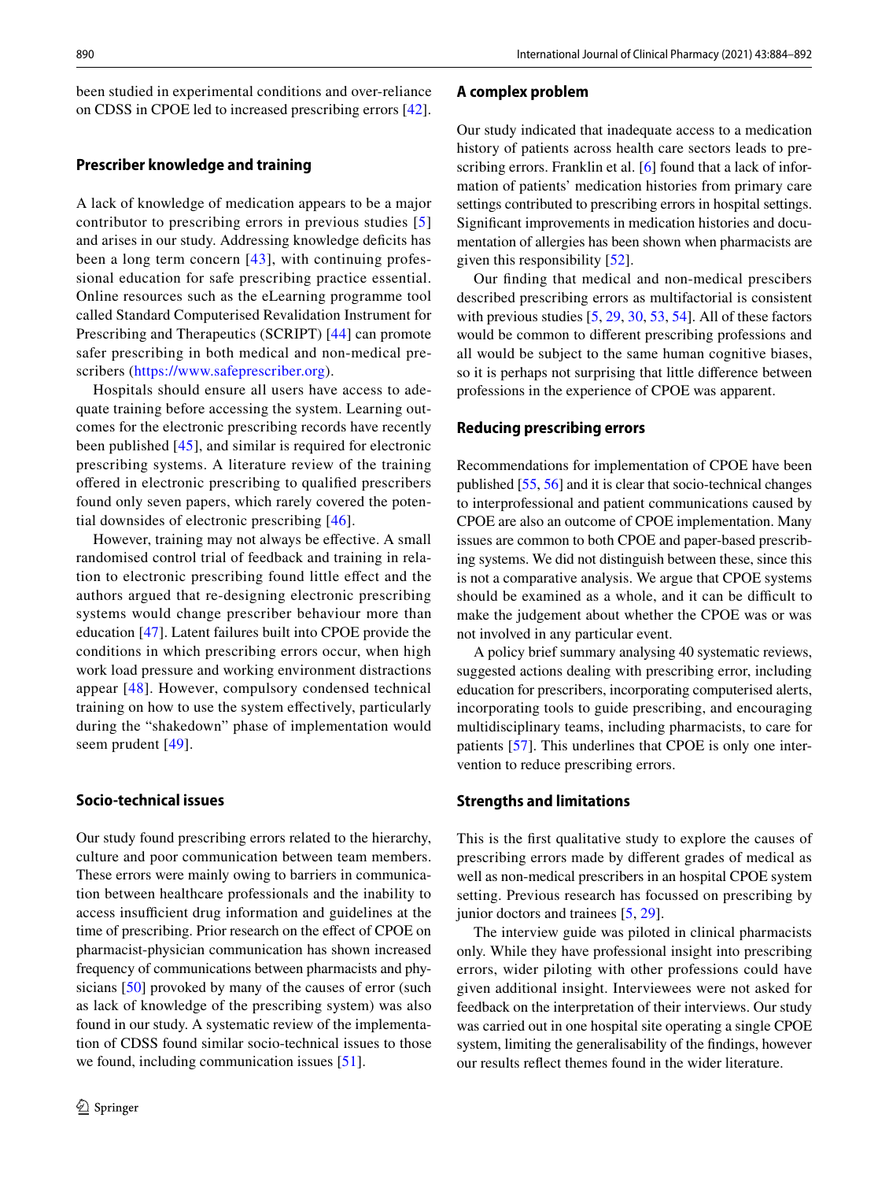been studied in experimental conditions and over-reliance on CDSS in CPOE led to increased prescribing errors [42].

### Prescriber knowledge and training

A lack of knowledge of medication appears to be a major contributor to prescribing errors in previous studies [5] and arises in our study. Addressing knowledge deficits has been a long term concern [43], with continuing professional education for safe prescribing practice essential. Online resources such as the eLearning programme tool called Standard Computerised Revalidation Instrument for Prescribing and Therapeutics (SCRIPT) [44] can promote safer prescribing in both medical and non-medical prescribers (https://www.safeprescriber.org).

Hospitals should ensure all users have access to adequate training before accessing the system. Learning outcomes for the electronic prescribing records have recently been published [45], and similar is required for electronic prescribing systems. A literature review of the training offered in electronic prescribing to qualified prescribers found only seven papers, which rarely covered the potential downsides of electronic prescribing [46].

However, training may not always be effective. A small randomised control trial of feedback and training in relation to electronic prescribing found little effect and the authors argued that re-designing electronic prescribing systems would change prescriber behaviour more than education [47]. Latent failures built into CPOE provide the conditions in which prescribing errors occur, when high work load pressure and working environment distractions appear [48]. However, compulsory condensed technical training on how to use the system effectively, particularly during the "shakedown" phase of implementation would seem prudent [49].

### Socio-technical issues

Our study found prescribing errors related to the hierarchy, culture and poor communication between team members. These errors were mainly owing to barriers in communication between healthcare professionals and the inability to access insufficient drug information and guidelines at the time of prescribing. Prior research on the effect of CPOE on pharmacist-physician communication has shown increased frequency of communications between pharmacists and physicians [50] provoked by many of the causes of error (such as lack of knowledge of the prescribing system) was also found in our study. A systematic review of the implementation of CDSS found similar socio-technical issues to those we found, including communication issues [51].

### A complex problem

Our study indicated that inadequate access to a medication history of patients across health care sectors leads to prescribing errors. Franklin et al. [6] found that a lack of information of patients' medication histories from primary care settings contributed to prescribing errors in hospital settings. Significant improvements in medication histories and documentation of allergies has been shown when pharmacists are given this responsibility [52].

Our finding that medical and non-medical prescribers described prescribing errors as multifactorial is consistent with previous studies [5, 29, 30, 53, 54]. All of these factors would be common to different prescribing professions and all would be subject to the same human cognitive biases, so it is perhaps not surprising that little difference between professions in the experience of CPOE was apparent.

### Reducing prescribing errors

Recommendations for implementation of CPOE have been published [55, 56] and it is clear that socio-technical changes to interprofessional and patient communications caused by CPOE are also an outcome of CPOE implementation. Many issues are common to both CPOE and paper-based prescribing systems. We did not distinguish between these, since this is not a comparative analysis. We argue that CPOE systems should be examined as a whole, and it can be difficult to make the judgement about whether the CPOE was or was not involved in any particular event.

A policy brief summary analysing 40 systematic reviews, suggested actions dealing with prescribing error, including education for prescribers, incorporating computerised alerts, incorporating tools to guide prescribing, and encouraging multidisciplinary teams, including pharmacists, to care for patients [57]. This underlines that CPOE is only one intervention to reduce prescribing errors.

### Strengths and limitations

This is the first qualitative study to explore the causes of prescribing errors made by different grades of medical as well as non-medical prescribers in an hospital CPOE system setting. Previous research has focussed on prescribing by junior doctors and trainees [5, 29].

The interview guide was piloted in clinical pharmacists only. While they have professional insight into prescribing errors, wider piloting with other professions could have given additional insight. Interviewees were not asked for feedback on the interpretation of their interviews. Our study was carried out in one hospital site operating a single CPOE system, limiting the generalisability of the findings, however our results reflect themes found in the wider literature.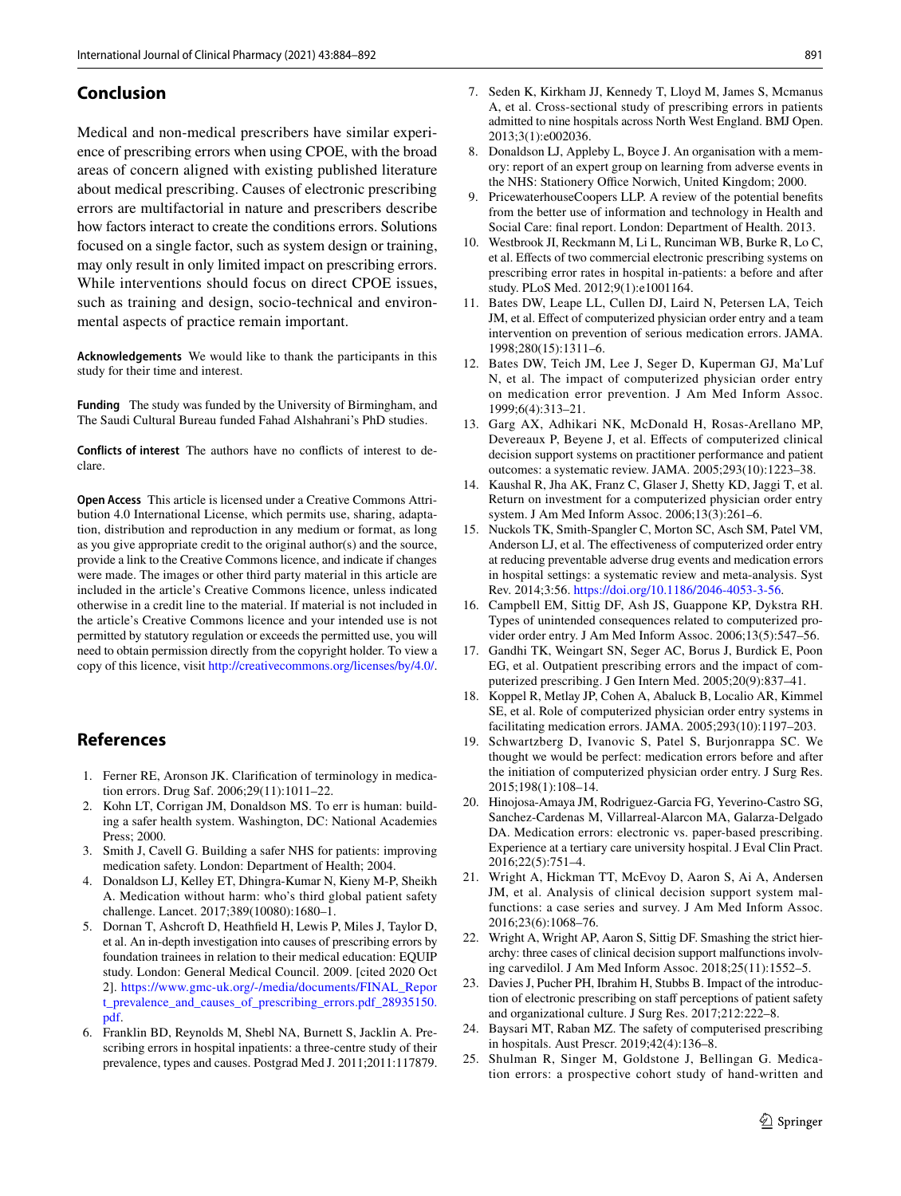## Conclusion

Medical and non-medical prescribers have similar experience of prescribing errors when using CPOE, with the broad areas of concern aligned with existing published literature about medical prescribing. Causes of electronic prescribing errors are multifactorial in nature and prescribers describe how factors interact to create the conditions errors. Solutions focused on a single factor, such as system design or training, may only result in only limited impact on prescribing errors. While interventions should focus on direct CPOE issues, such as training and design, socio-technical and environmental aspects of practice remain important.

**Acknowledgements** We would like to thank the participants in this study for their time and interest.

**Funding** The study was funded by the University of Birmingham, and The Saudi Cultural Bureau funded Fahad Alshahrani's PhD studies.

**Conflicts of interest** The authors have no conflicts of interest to declare.

**Open Access** This article is licensed under a Creative Commons Attribution 4.0 International License, which permits use, sharing, adaptation, distribution and reproduction in any medium or format, as long as you give appropriate credit to the original author(s) and the source, provide a link to the Creative Commons licence, and indicate if changes were made. The images or other third party material in this article are included in the article's Creative Commons licence, unless indicated otherwise in a credit line to the material. If material is not included in the article's Creative Commons licence and your intended use is not permitted by statutory regulation or exceeds the permitted use, you will need to obtain permission directly from the copyright holder. To view a copy of this licence, visit http://creativecommons.org/licenses/by/4.0/.

## References

1. Ferner RE, Aronson JK. Clarification of terminology in medication errors. Drug Saf. 2006;29(11):1011–22.
2. Kohn LT, Corrigan JM, Donaldson MS. To err is human: building a safer health system. Washington, DC: National Academies Press; 2000.
3. Smith J, Cavell G. Building a safer NHS for patients: improving medication safety. London: Department of Health; 2004.
4. Donaldson LJ, Kelley ET, Dhingra-Kumar N, Kieny M-P, Sheikh A. Medication without harm: who's third global patient safety challenge. Lancet. 2017;389(10080):1680–1.
5. Dornan T, Ashcroft D, Heathfield H, Lewis P, Miles J, Taylor D, et al. An in-depth investigation into causes of prescribing errors by foundation trainees in relation to their medical education: EQUIP study. London: General Medical Council. 2009. [cited 2020 Oct 2]. https://www.gmc-uk.org/-/media/documents/FINAL_Report_prevalence_and_causes_of_prescribing_errors.pdf_28935150.pdf.
6. Franklin BD, Reynolds M, Shebl NA, Burnett S, Jacklin A. Prescribing errors in hospital inpatients: a three-centre study of their prevalence, types and causes. Postgrad Med J. 2011;2011:117879.
7. Seden K, Kirkham JJ, Kennedy T, Lloyd M, James S, Mcmanus A, et al. Cross-sectional study of prescribing errors in patients admitted to nine hospitals across North West England. BMJ Open. 2013;3(1):e002036.
8. Donaldson LJ, Appleby L, Boyce J. An organisation with a memory: report of an expert group on learning from adverse events in the NHS: Stationery Office Norwich, United Kingdom; 2000.
9. PricewaterhouseCoopers LLP. A review of the potential benefits from the better use of information and technology in Health and Social Care: final report. London: Department of Health. 2013.
10. Westbrook JI, Reckmann M, Li L, Runciman WB, Burke R, Lo C, et al. Effects of two commercial electronic prescribing systems on prescribing error rates in hospital in-patients: a before and after study. PLoS Med. 2012;9(1):e1001164.
11. Bates DW, Leape LL, Cullen DJ, Laird N, Petersen LA, Teich JM, et al. Effect of computerized physician order entry and a team intervention on prevention of serious medication errors. JAMA. 1998;280(15):1311–6.
12. Bates DW, Teich JM, Lee J, Seger D, Kuperman GJ, Ma'Luf N, et al. The impact of computerized physician order entry on medication error prevention. J Am Med Inform Assoc. 1999;6(4):313–21.
13. Garg AX, Adhikari NK, McDonald H, Rosas-Arellano MP, Devereaux P, Beyene J, et al. Effects of computerized clinical decision support systems on practitioner performance and patient outcomes: a systematic review. JAMA. 2005;293(10):1223–38.
14. Kaushal R, Jha AK, Franz C, Glaser J, Shetty KD, Jaggi T, et al. Return on investment for a computerized physician order entry system. J Am Med Inform Assoc. 2006;13(3):261–6.
15. Nuckols TK, Smith-Spangler C, Morton SC, Asch SM, Patel VM, Anderson LJ, et al. The effectiveness of computerized order entry at reducing preventable adverse drug events and medication errors in hospital settings: a systematic review and meta-analysis. Syst Rev. 2014;3:56. https://doi.org/10.1186/2046-4053-3-56.
16. Campbell EM, Sittig DF, Ash JS, Guappone KP, Dykstra RH. Types of unintended consequences related to computerized provider order entry. J Am Med Inform Assoc. 2006;13(5):547–56.
17. Gandhi TK, Weingart SN, Seger AC, Borus J, Burdick E, Poon EG, et al. Outpatient prescribing errors and the impact of computerized prescribing. J Gen Intern Med. 2005;20(9):837–41.
18. Koppel R, Metlay JP, Cohen A, Abaluck B, Localio AR, Kimmel SE, et al. Role of computerized physician order entry systems in facilitating medication errors. JAMA. 2005;293(10):1197–203.
19. Schwartzberg D, Ivanovic S, Patel S, Burjonrappa SC. We thought we would be perfect: medication errors before and after the initiation of computerized physician order entry. J Surg Res. 2015;198(1):108–14.
20. Hinojosa-Amaya JM, Rodriguez-Garcia FG, Yeverino-Castro SG, Sanchez-Cardenas M, Villarreal-Alarcon MA, Galarza-Delgado DA. Medication errors: electronic vs. paper-based prescribing. Experience at a tertiary care university hospital. J Eval Clin Pract. 2016;22(5):751–4.
21. Wright A, Hickman TT, McEvoy D, Aaron S, Ai A, Andersen JM, et al. Analysis of clinical decision support system malfunctions: a case series and survey. J Am Med Inform Assoc. 2016;23(6):1068–76.
22. Wright A, Wright AP, Aaron S, Sittig DF. Smashing the strict hierarchy: three cases of clinical decision support malfunctions involving carvedilol. J Am Med Inform Assoc. 2018;25(11):1552–5.
23. Davies J, Pucher PH, Ibrahim H, Stubbs B. Impact of the introduction of electronic prescribing on staff perceptions of patient safety and organizational culture. J Surg Res. 2017;212:222–8.
24. Baysari MT, Raban MZ. The safety of computerised prescribing in hospitals. Aust Prescr. 2019;42(4):136–8.
25. Shulman R, Singer M, Goldstone J, Bellingan G. Medication errors: a prospective cohort study of hand-written and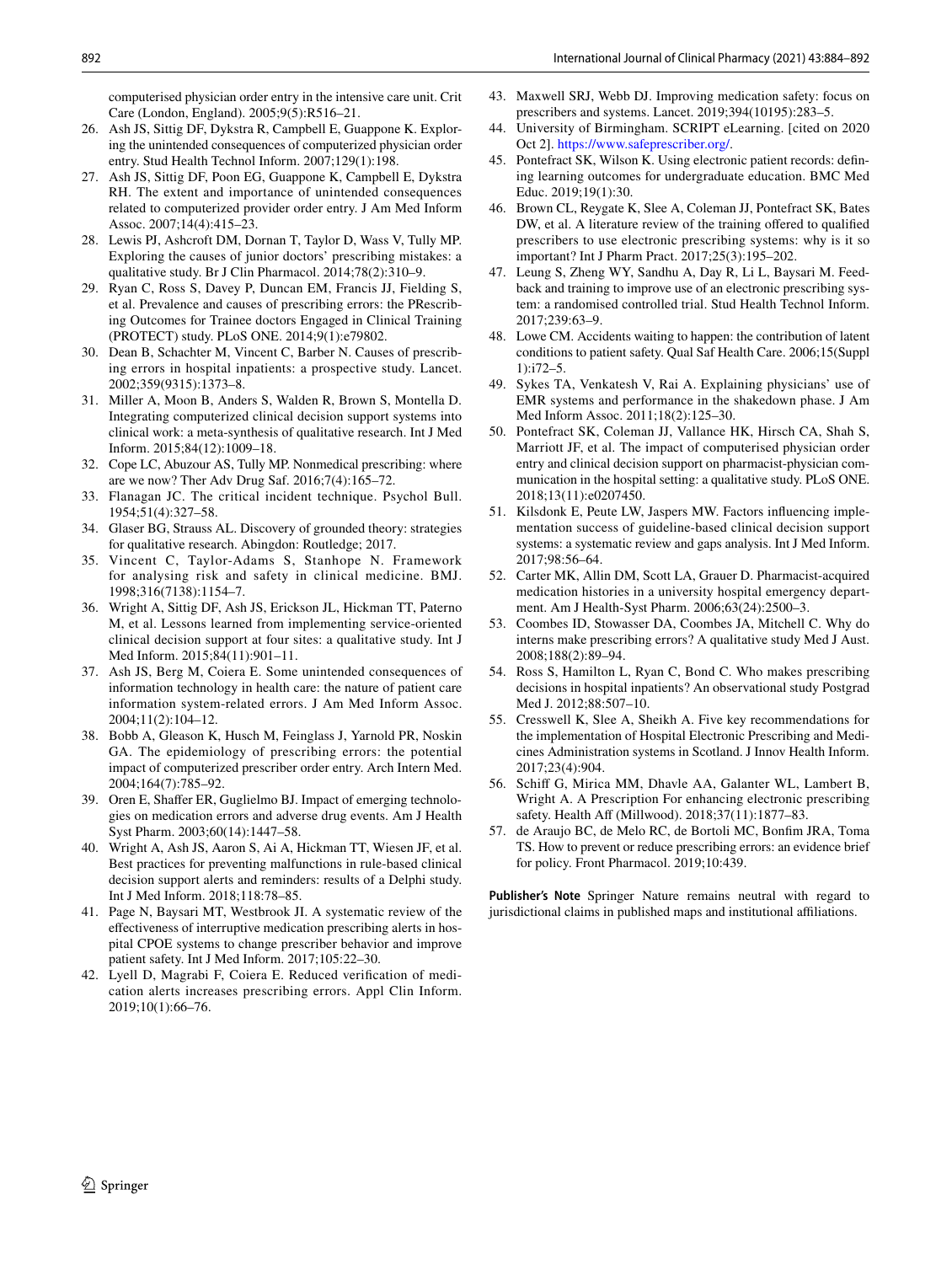computerised physician order entry in the intensive care unit. Crit Care (London, England). 2005;9(5):R516–21.

26. Ash JS, Sittig DF, Dykstra R, Campbell E, Guappone K. Exploring the unintended consequences of computerized physician order entry. Stud Health Technol Inform. 2007;129(1):198.
27. Ash JS, Sittig DF, Poon EG, Guappone K, Campbell E, Dykstra RH. The extent and importance of unintended consequences related to computerized provider order entry. J Am Med Inform Assoc. 2007;14(4):415–23.
28. Lewis PJ, Ashcroft DM, Dornan T, Taylor D, Wass V, Tully MP. Exploring the causes of junior doctors' prescribing mistakes: a qualitative study. Br J Clin Pharmacol. 2014;78(2):310–9.
29. Ryan C, Ross S, Davey P, Duncan EM, Francis JJ, Fielding S, et al. Prevalence and causes of prescribing errors: the PRescribing Outcomes for Trainee doctors Engaged in Clinical Training (PROTECT) study. PLoS ONE. 2014;9(1):e79802.
30. Dean B, Schachter M, Vincent C, Barber N. Causes of prescribing errors in hospital inpatients: a prospective study. Lancet. 2002;359(9315):1373–8.
31. Miller A, Moon B, Anders S, Walden R, Brown S, Montella D. Integrating computerized clinical decision support systems into clinical work: a meta-synthesis of qualitative research. Int J Med Inform. 2015;84(12):1009–18.
32. Cope LC, Abuzour AS, Tully MP. Nonmedical prescribing: where are we now? Ther Adv Drug Saf. 2016;7(4):165–72.
33. Flanagan JC. The critical incident technique. Psychol Bull. 1954;51(4):327–58.
34. Glaser BG, Strauss AL. Discovery of grounded theory: strategies for qualitative research. Abingdon: Routledge; 2017.
35. Vincent C, Taylor-Adams S, Stanhope N. Framework for analysing risk and safety in clinical medicine. BMJ. 1998;316(7138):1154–7.
36. Wright A, Sittig DF, Ash JS, Erickson JL, Hickman TT, Paterno M, et al. Lessons learned from implementing service-oriented clinical decision support at four sites: a qualitative study. Int J Med Inform. 2015;84(11):901–11.
37. Ash JS, Berg M, Coiera E. Some unintended consequences of information technology in health care: the nature of patient care information system-related errors. J Am Med Inform Assoc. 2004;11(2):104–12.
38. Bobb A, Gleason K, Husch M, Feinglass J, Yarnold PR, Noskin GA. The epidemiology of prescribing errors: the potential impact of computerized prescriber order entry. Arch Intern Med. 2004;164(7):785–92.
39. Oren E, Shaffer ER, Guglielmo BJ. Impact of emerging technologies on medication errors and adverse drug events. Am J Health Syst Pharm. 2003;60(14):1447–58.
40. Wright A, Ash JS, Aaron S, Ai A, Hickman TT, Wiesen JF, et al. Best practices for preventing malfunctions in rule-based clinical decision support alerts and reminders: results of a Delphi study. Int J Med Inform. 2018;118:78–85.
41. Page N, Baysari MT, Westbrook JI. A systematic review of the effectiveness of interruptive medication prescribing alerts in hospital CPOE systems to change prescriber behavior and improve patient safety. Int J Med Inform. 2017;105:22–30.
42. Lyell D, Magrabi F, Coiera E. Reduced verification of medication alerts increases prescribing errors. Appl Clin Inform. 2019;10(1):66–76.
43. Maxwell SRJ, Webb DJ. Improving medication safety: focus on prescribers and systems. Lancet. 2019;394(10195):283–5.
44. University of Birmingham. SCRIPT eLearning. [cited on 2020 Oct 2]. https://www.safeprescriber.org/.
45. Pontefract SK, Wilson K. Using electronic patient records: defining learning outcomes for undergraduate education. BMC Med Educ. 2019;19(1):30.
46. Brown CL, Reygate K, Slee A, Coleman JJ, Pontefract SK, Bates DW, et al. A literature review of the training offered to qualified prescribers to use electronic prescribing systems: why is it so important? Int J Pharm Pract. 2017;25(3):195–202.
47. Leung S, Zheng WY, Sandhu A, Day R, Li L, Baysari M. Feedback and training to improve use of an electronic prescribing system: a randomised controlled trial. Stud Health Technol Inform. 2017;239:63–9.
48. Lowe CM. Accidents waiting to happen: the contribution of latent conditions to patient safety. Qual Saf Health Care. 2006;15(Suppl 1):i72–5.
49. Sykes TA, Venkatesh V, Rai A. Explaining physicians' use of EMR systems and performance in the shakedown phase. J Am Med Inform Assoc. 2011;18(2):125–30.
50. Pontefract SK, Coleman JJ, Vallance HK, Hirsch CA, Shah S, Marriott JF, et al. The impact of computerised physician order entry and clinical decision support on pharmacist-physician communication in the hospital setting: a qualitative study. PLoS ONE. 2018;13(11):e0207450.
51. Kilsdonk E, Peute LW, Jaspers MW. Factors influencing implementation success of guideline-based clinical decision support systems: a systematic review and gaps analysis. Int J Med Inform. 2017;98:56–64.
52. Carter MK, Allin DM, Scott LA, Grauer D. Pharmacist-acquired medication histories in a university hospital emergency department. Am J Health-Syst Pharm. 2006;63(24):2500–3.
53. Coombes ID, Stowasser DA, Coombes JA, Mitchell C. Why do interns make prescribing errors? A qualitative study Med J Aust. 2008;188(2):89–94.
54. Ross S, Hamilton L, Ryan C, Bond C. Who makes prescribing decisions in hospital inpatients? An observational study Postgrad Med J. 2012;88:507–10.
55. Cresswell K, Slee A, Sheikh A. Five key recommendations for the implementation of Hospital Electronic Prescribing and Medicines Administration systems in Scotland. J Innov Health Inform. 2017;23(4):904.
56. Schiff G, Mirica MM, Dhavle AA, Galanter WL, Lambert B, Wright A. A Prescription For enhancing electronic prescribing safety. Health Aff (Millwood). 2018;37(11):1877–83.
57. de Araujo BC, de Melo RC, de Bortoli MC, Bonfim JRA, Toma TS. How to prevent or reduce prescribing errors: an evidence brief for policy. Front Pharmacol. 2019;10:439.

**Publisher's Note** Springer Nature remains neutral with regard to jurisdictional claims in published maps and institutional affiliations.